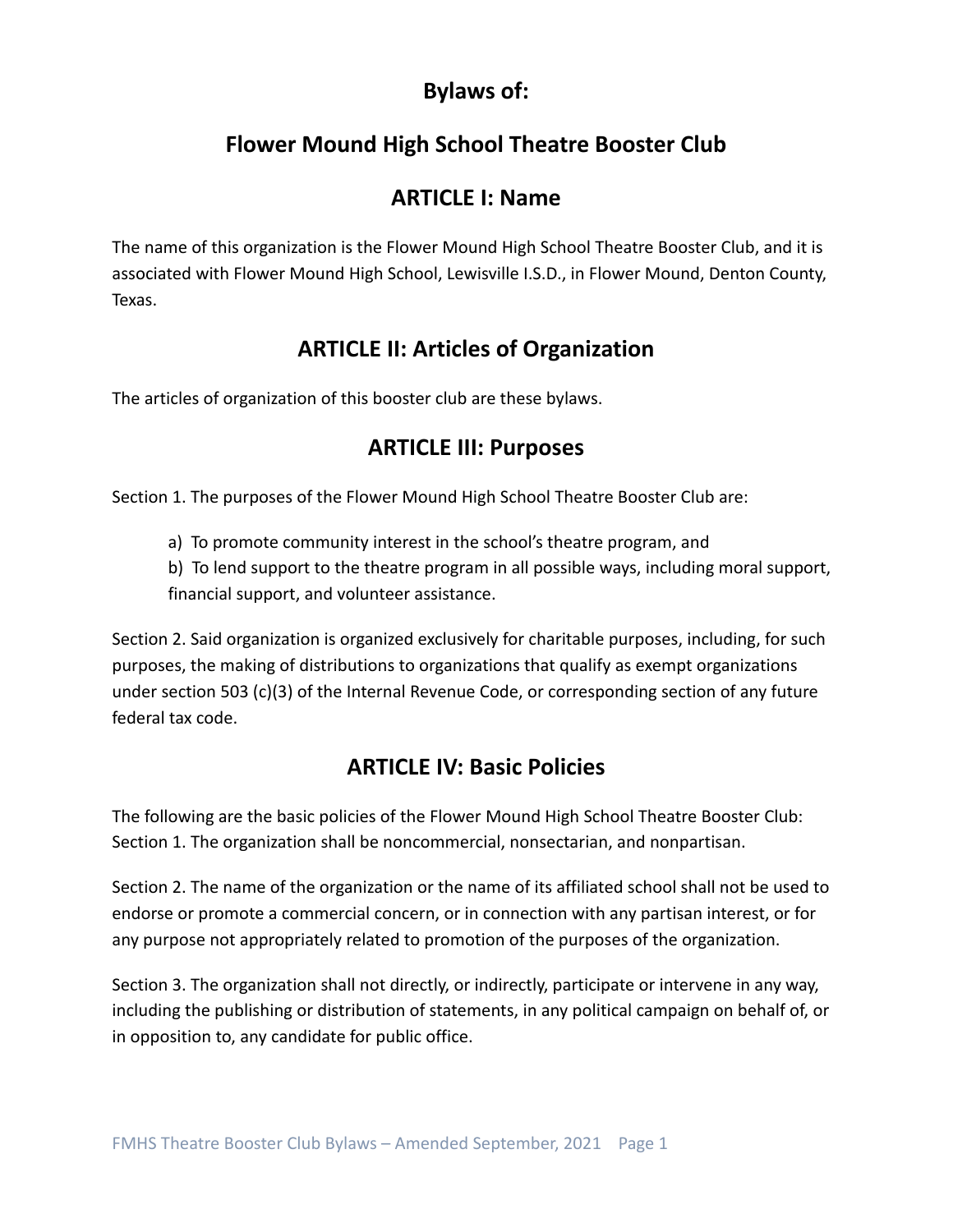# Bylaws of:

# Flower Mound High School Theatre Booster Club

## ARTICLE I: Name

The name of this organization is the Flower Mound High School Theatre Booster Club, and it is associated with Flower Mound High School, Lewisville I.S.D., in Flower Mound, Denton County, Texas.

## ARTICLE II: Articles of Organization

The articles of organization of this booster club are these bylaws.

## ARTICLE III: Purposes

Section 1. The purposes of the Flower Mound High School Theatre Booster Club are:

a) To promote community interest in the school's theatre program, and

b) To lend support to the theatre program in all possible ways, including moral support, financial support, and volunteer assistance.

Section 2. Said organization is organized exclusively for charitable purposes, including, for such purposes, the making of distributions to organizations that qualify as exempt organizations under section 503 (c)(3) of the Internal Revenue Code, or corresponding section of any future federal tax code.

## ARTICLE IV: Basic Policies

The following are the basic policies of the Flower Mound High School Theatre Booster Club:

Section 1. The organization shall be noncommercial, nonsectarian, and nonpartisan.

Section 2. The name of the organization or the name of its affiliated school shall not be used to endorse or promote a commercial concern, or in connection with any partisan interest, or for any purpose not appropriately related to promotion of the purposes of the organization.

Section 3. The organization shall not directly, or indirectly, participate or intervene in any way, including the publishing or distribution of statements, in any political campaign on behalf of, or in opposition to, any candidate for public office.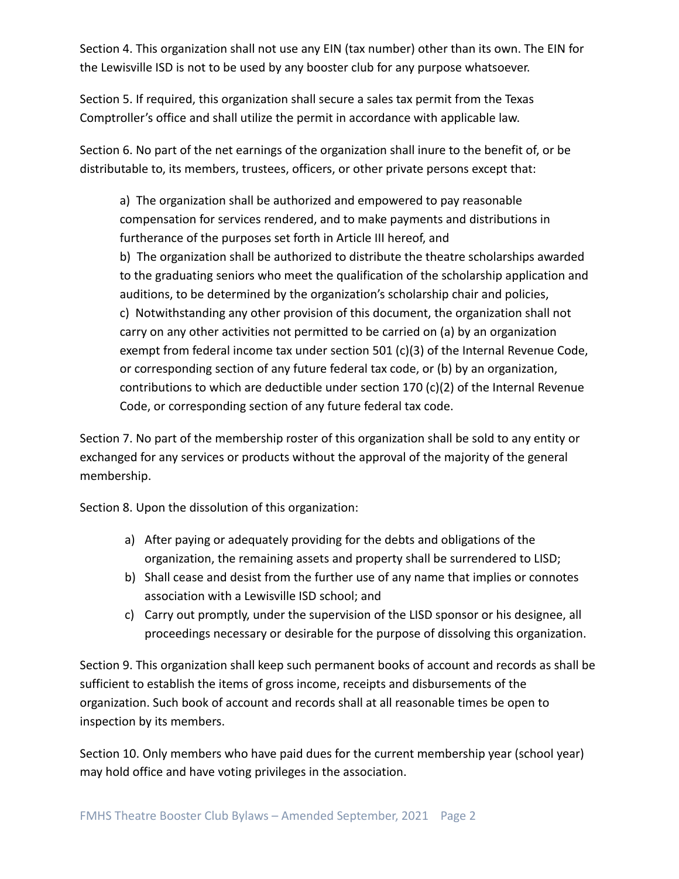Section 4. This organization shall not use any EIN (tax number) other than its own. The EIN for the Lewisville ISD is not to be used by any booster club for any purpose whatsoever.

Section 5. If required, this organization shall secure a sales tax permit from the Texas Comptroller's office and shall utilize the permit in accordance with applicable law.

Section 6. No part of the net earnings of the organization shall inure to the benefit of, or be distributable to, its members, trustees, officers, or other private persons except that:

a) The organization shall be authorized and empowered to pay reasonable compensation for services rendered, and to make payments and distributions in furtherance of the purposes set forth in Article III hereof, and

b) The organization shall be authorized to distribute the theatre scholarships awarded to the graduating seniors who meet the qualification of the scholarship application and auditions, to be determined by the organization's scholarship chair and policies,

c) Notwithstanding any other provision of this document, the organization shall not carry on any other activities not permitted to be carried on (a) by an organization exempt from federal income tax under section 501 (c)(3) of the Internal Revenue Code, or corresponding section of any future federal tax code, or (b) by an organization, contributions to which are deductible under section 170 (c)(2) of the Internal Revenue Code, or corresponding section of any future federal tax code.

Section 7. No part of the membership roster of this organization shall be sold to any entity or exchanged for any services or products without the approval of the majority of the general membership.

Section 8. Upon the dissolution of this organization:

a) After paying or adequately providing for the debts and obligations of the organization, the remaining assets and property shall be surrendered to LISD;
b) Shall cease and desist from the further use of any name that implies or connotes association with a Lewisville ISD school; and
c) Carry out promptly, under the supervision of the LISD sponsor or his designee, all proceedings necessary or desirable for the purpose of dissolving this organization.

Section 9. This organization shall keep such permanent books of account and records as shall be sufficient to establish the items of gross income, receipts and disbursements of the organization. Such book of account and records shall at all reasonable times be open to inspection by its members.

Section 10. Only members who have paid dues for the current membership year (school year) may hold office and have voting privileges in the association.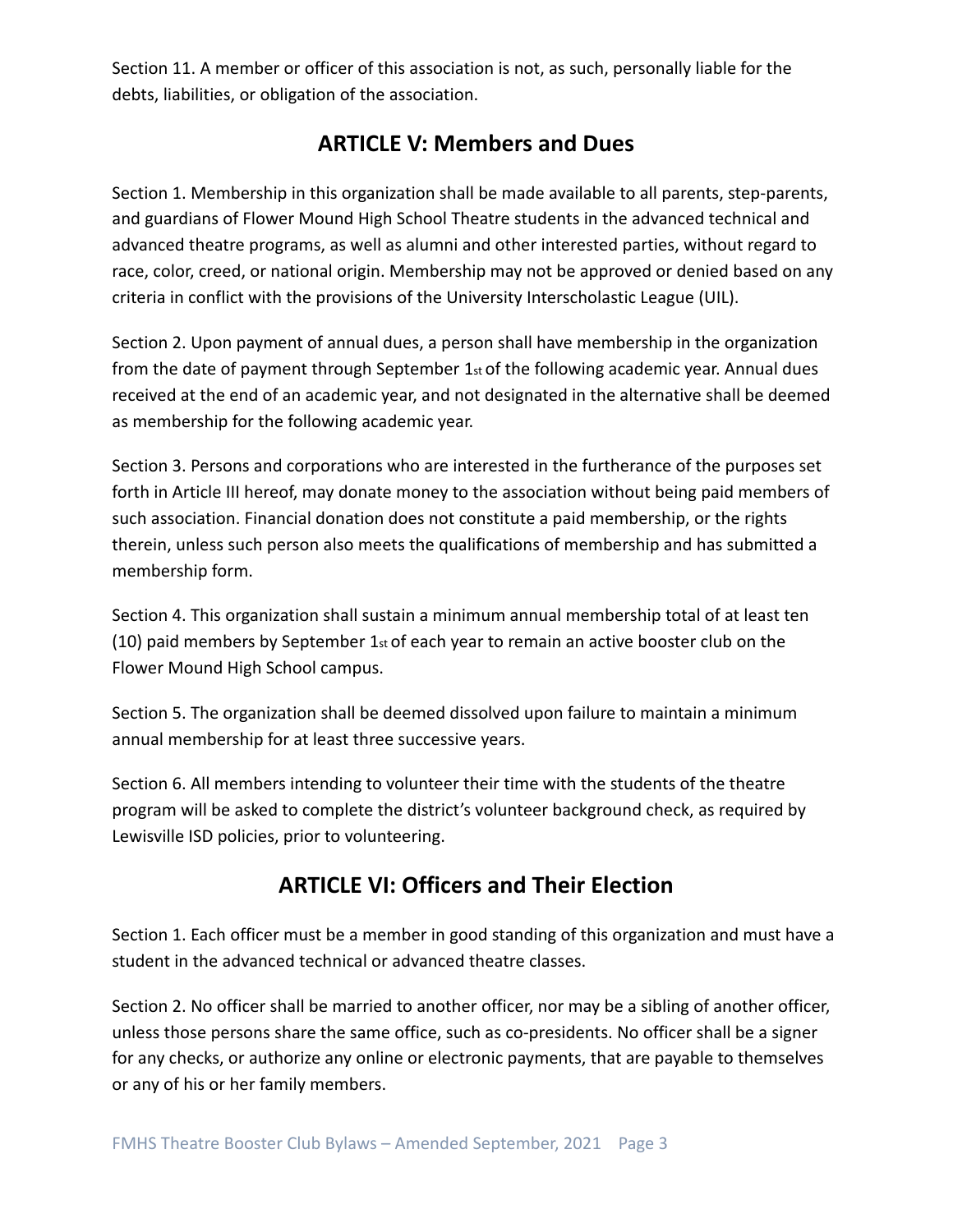Section 11. A member or officer of this association is not, as such, personally liable for the debts, liabilities, or obligation of the association.

## ARTICLE V: Members and Dues

Section 1. Membership in this organization shall be made available to all parents, step-parents, and guardians of Flower Mound High School Theatre students in the advanced technical and advanced theatre programs, as well as alumni and other interested parties, without regard to race, color, creed, or national origin. Membership may not be approved or denied based on any criteria in conflict with the provisions of the University Interscholastic League (UIL).

Section 2. Upon payment of annual dues, a person shall have membership in the organization from the date of payment through September 1st of the following academic year. Annual dues received at the end of an academic year, and not designated in the alternative shall be deemed as membership for the following academic year.

Section 3. Persons and corporations who are interested in the furtherance of the purposes set forth in Article III hereof, may donate money to the association without being paid members of such association. Financial donation does not constitute a paid membership, or the rights therein, unless such person also meets the qualifications of membership and has submitted a membership form.

Section 4. This organization shall sustain a minimum annual membership total of at least ten (10) paid members by September 1st of each year to remain an active booster club on the Flower Mound High School campus.

Section 5. The organization shall be deemed dissolved upon failure to maintain a minimum annual membership for at least three successive years.

Section 6. All members intending to volunteer their time with the students of the theatre program will be asked to complete the district's volunteer background check, as required by Lewisville ISD policies, prior to volunteering.

## ARTICLE VI: Officers and Their Election

Section 1. Each officer must be a member in good standing of this organization and must have a student in the advanced technical or advanced theatre classes.

Section 2. No officer shall be married to another officer, nor may be a sibling of another officer, unless those persons share the same office, such as co-presidents. No officer shall be a signer for any checks, or authorize any online or electronic payments, that are payable to themselves or any of his or her family members.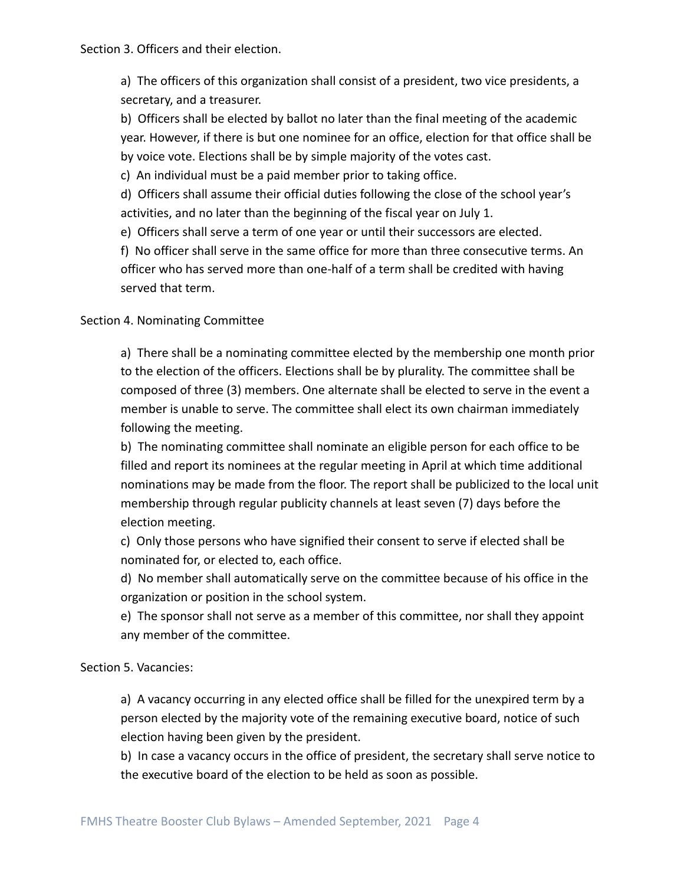Section 3. Officers and their election.

a) The officers of this organization shall consist of a president, two vice presidents, a secretary, and a treasurer.

b) Officers shall be elected by ballot no later than the final meeting of the academic year. However, if there is but one nominee for an office, election for that office shall be by voice vote. Elections shall be by simple majority of the votes cast.

c) An individual must be a paid member prior to taking office.

d) Officers shall assume their official duties following the close of the school year's activities, and no later than the beginning of the fiscal year on July 1.

e) Officers shall serve a term of one year or until their successors are elected.

f) No officer shall serve in the same office for more than three consecutive terms. An officer who has served more than one-half of a term shall be credited with having served that term.

Section 4. Nominating Committee

a) There shall be a nominating committee elected by the membership one month prior to the election of the officers. Elections shall be by plurality. The committee shall be composed of three (3) members. One alternate shall be elected to serve in the event a member is unable to serve. The committee shall elect its own chairman immediately following the meeting.

b) The nominating committee shall nominate an eligible person for each office to be filled and report its nominees at the regular meeting in April at which time additional nominations may be made from the floor. The report shall be publicized to the local unit membership through regular publicity channels at least seven (7) days before the election meeting.

c) Only those persons who have signified their consent to serve if elected shall be nominated for, or elected to, each office.

d) No member shall automatically serve on the committee because of his office in the organization or position in the school system.

e) The sponsor shall not serve as a member of this committee, nor shall they appoint any member of the committee.

Section 5. Vacancies:

a) A vacancy occurring in any elected office shall be filled for the unexpired term by a person elected by the majority vote of the remaining executive board, notice of such election having been given by the president.

b) In case a vacancy occurs in the office of president, the secretary shall serve notice to the executive board of the election to be held as soon as possible.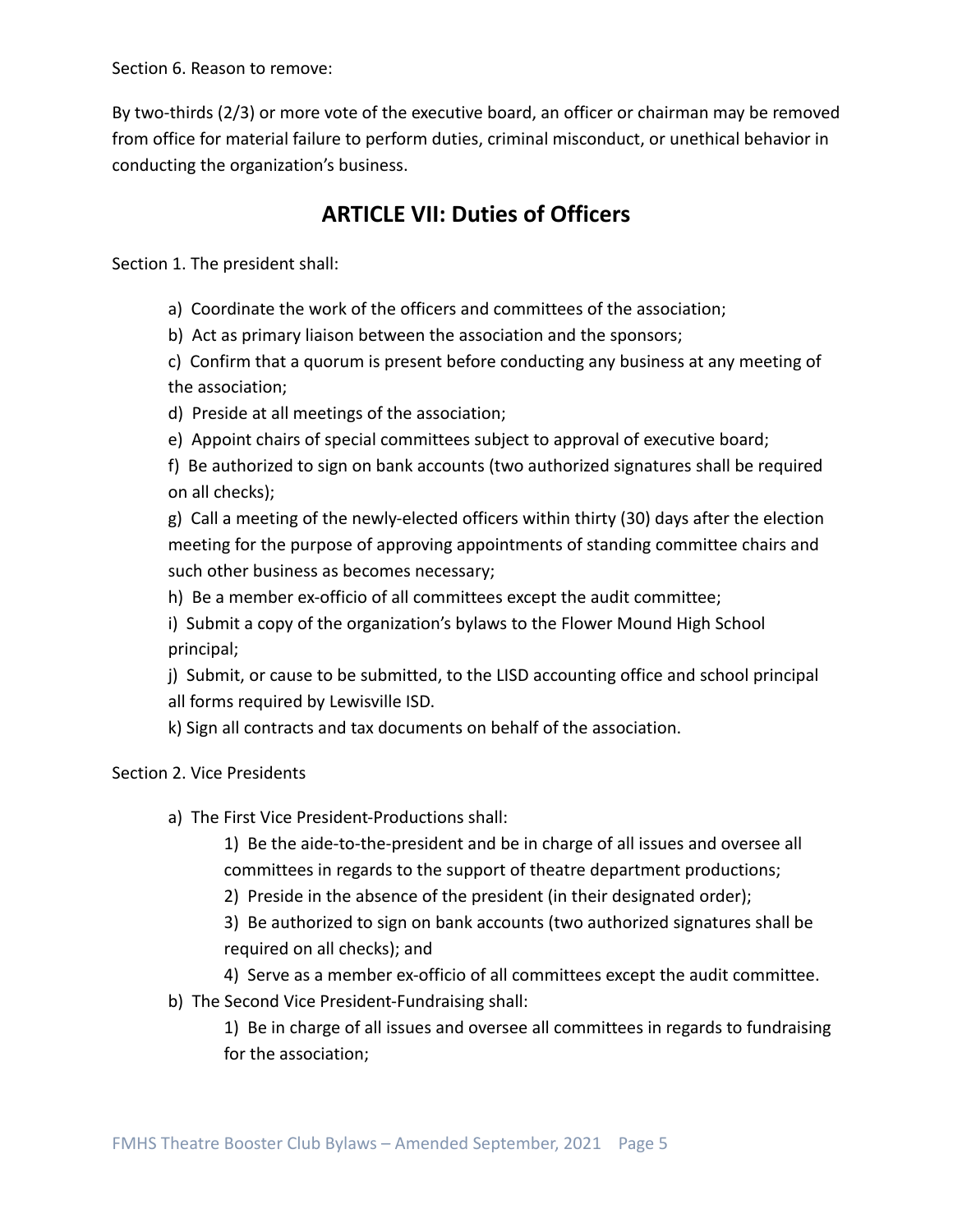Section 6. Reason to remove:

By two-thirds (2/3) or more vote of the executive board, an officer or chairman may be removed from office for material failure to perform duties, criminal misconduct, or unethical behavior in conducting the organization's business.

## ARTICLE VII: Duties of Officers

Section 1. The president shall:

a) Coordinate the work of the officers and committees of the association;

b) Act as primary liaison between the association and the sponsors;

c) Confirm that a quorum is present before conducting any business at any meeting of the association;

d) Preside at all meetings of the association;

e) Appoint chairs of special committees subject to approval of executive board;

f) Be authorized to sign on bank accounts (two authorized signatures shall be required on all checks);

g) Call a meeting of the newly-elected officers within thirty (30) days after the election meeting for the purpose of approving appointments of standing committee chairs and such other business as becomes necessary;

h) Be a member ex-officio of all committees except the audit committee;

i) Submit a copy of the organization's bylaws to the Flower Mound High School principal;

j) Submit, or cause to be submitted, to the LISD accounting office and school principal all forms required by Lewisville ISD.

k) Sign all contracts and tax documents on behalf of the association.

Section 2. Vice Presidents

a) The First Vice President-Productions shall:

   1) Be the aide-to-the-president and be in charge of all issues and oversee all committees in regards to the support of theatre department productions;

   2) Preside in the absence of the president (in their designated order);

   3) Be authorized to sign on bank accounts (two authorized signatures shall be required on all checks); and

   4) Serve as a member ex-officio of all committees except the audit committee.

b) The Second Vice President-Fundraising shall:

   1) Be in charge of all issues and oversee all committees in regards to fundraising for the association;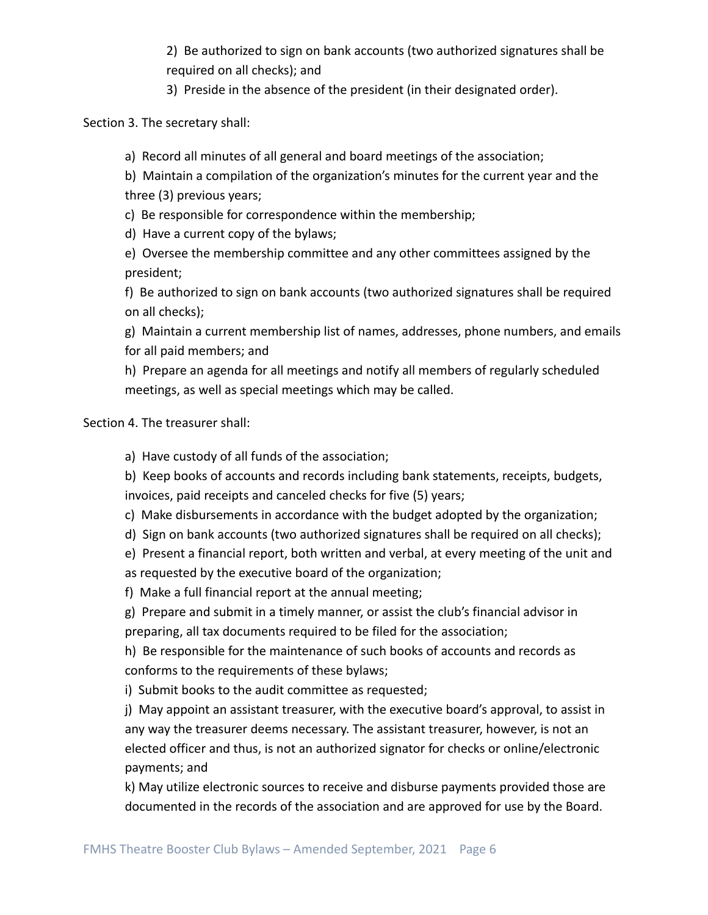2) Be authorized to sign on bank accounts (two authorized signatures shall be required on all checks); and

3) Preside in the absence of the president (in their designated order).

Section 3. The secretary shall:

a) Record all minutes of all general and board meetings of the association;

b) Maintain a compilation of the organization's minutes for the current year and the three (3) previous years;

c) Be responsible for correspondence within the membership;

d) Have a current copy of the bylaws;

e) Oversee the membership committee and any other committees assigned by the president;

f) Be authorized to sign on bank accounts (two authorized signatures shall be required on all checks);

g) Maintain a current membership list of names, addresses, phone numbers, and emails for all paid members; and

h) Prepare an agenda for all meetings and notify all members of regularly scheduled meetings, as well as special meetings which may be called.

Section 4. The treasurer shall:

a) Have custody of all funds of the association;

b) Keep books of accounts and records including bank statements, receipts, budgets, invoices, paid receipts and canceled checks for five (5) years;

c) Make disbursements in accordance with the budget adopted by the organization;

d) Sign on bank accounts (two authorized signatures shall be required on all checks);

e) Present a financial report, both written and verbal, at every meeting of the unit and as requested by the executive board of the organization;

f) Make a full financial report at the annual meeting;

g) Prepare and submit in a timely manner, or assist the club's financial advisor in preparing, all tax documents required to be filed for the association;

h) Be responsible for the maintenance of such books of accounts and records as conforms to the requirements of these bylaws;

i) Submit books to the audit committee as requested;

j) May appoint an assistant treasurer, with the executive board's approval, to assist in any way the treasurer deems necessary. The assistant treasurer, however, is not an elected officer and thus, is not an authorized signator for checks or online/electronic payments; and

k) May utilize electronic sources to receive and disburse payments provided those are documented in the records of the association and are approved for use by the Board.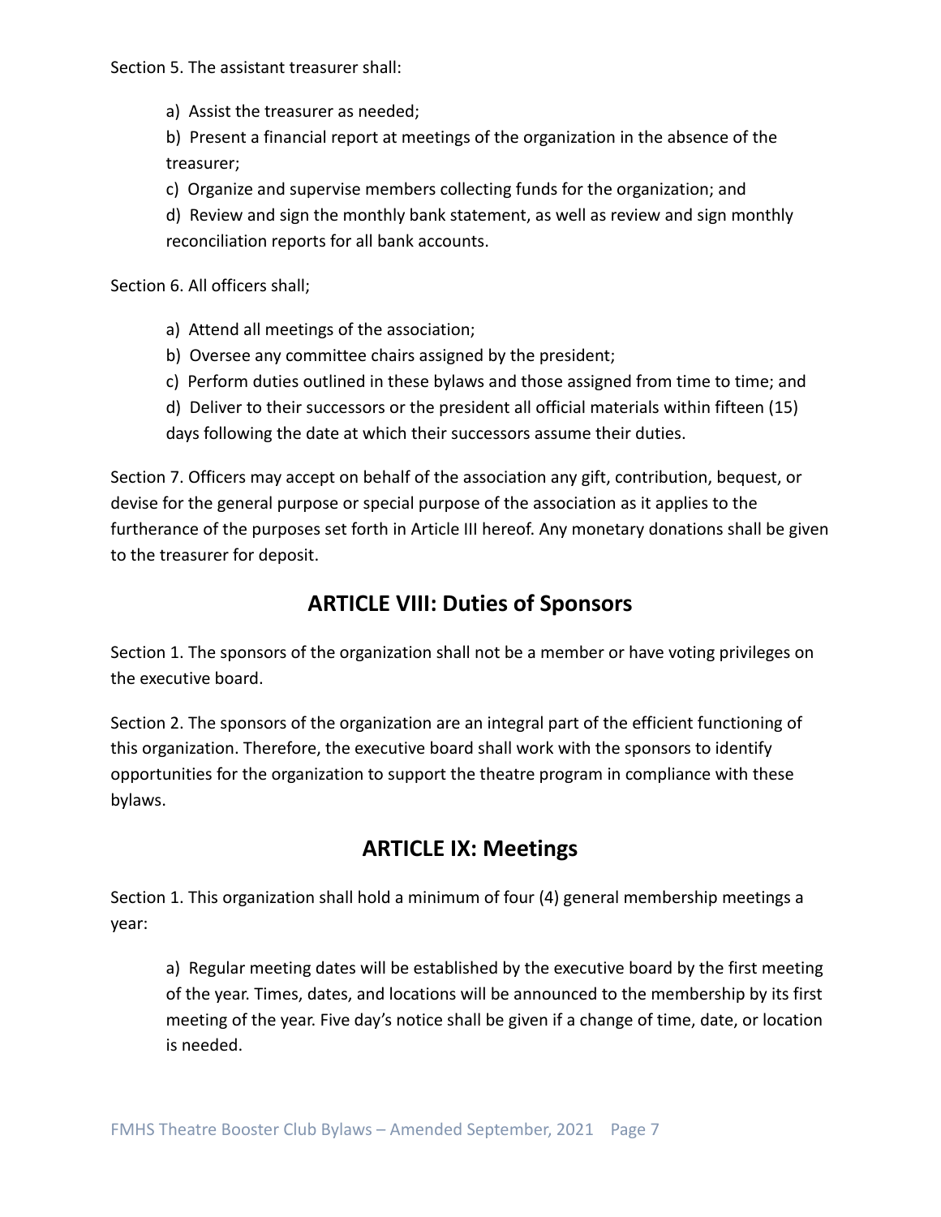Section 5. The assistant treasurer shall:

a) Assist the treasurer as needed;

b) Present a financial report at meetings of the organization in the absence of the treasurer;

c) Organize and supervise members collecting funds for the organization; and

d) Review and sign the monthly bank statement, as well as review and sign monthly reconciliation reports for all bank accounts.

Section 6. All officers shall;

a) Attend all meetings of the association;

b) Oversee any committee chairs assigned by the president;

c) Perform duties outlined in these bylaws and those assigned from time to time; and

d) Deliver to their successors or the president all official materials within fifteen (15) days following the date at which their successors assume their duties.

Section 7. Officers may accept on behalf of the association any gift, contribution, bequest, or devise for the general purpose or special purpose of the association as it applies to the furtherance of the purposes set forth in Article III hereof. Any monetary donations shall be given to the treasurer for deposit.

## ARTICLE VIII: Duties of Sponsors

Section 1. The sponsors of the organization shall not be a member or have voting privileges on the executive board.

Section 2. The sponsors of the organization are an integral part of the efficient functioning of this organization. Therefore, the executive board shall work with the sponsors to identify opportunities for the organization to support the theatre program in compliance with these bylaws.

## ARTICLE IX: Meetings

Section 1. This organization shall hold a minimum of four (4) general membership meetings a year:

a) Regular meeting dates will be established by the executive board by the first meeting of the year. Times, dates, and locations will be announced to the membership by its first meeting of the year. Five day's notice shall be given if a change of time, date, or location is needed.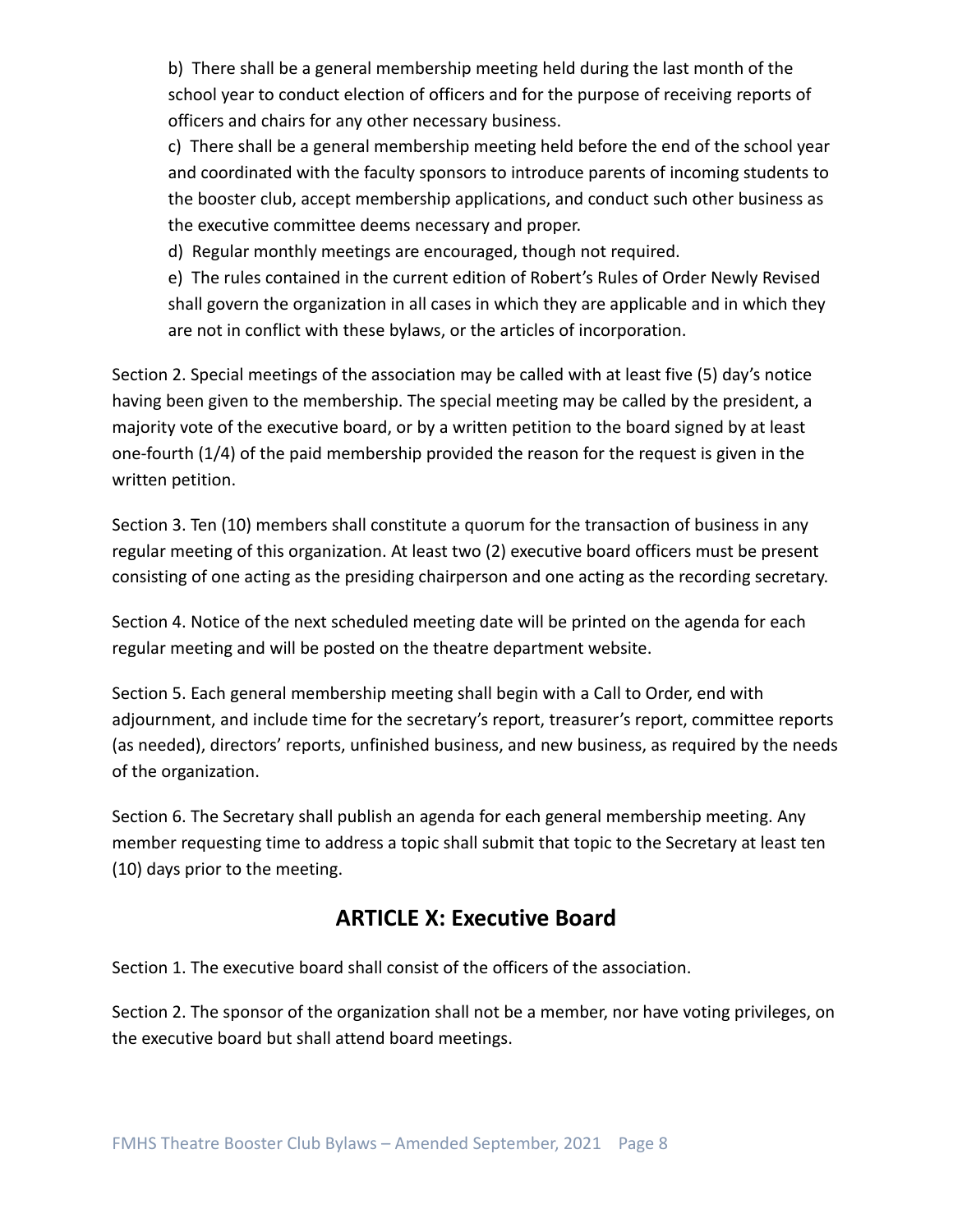b) There shall be a general membership meeting held during the last month of the school year to conduct election of officers and for the purpose of receiving reports of officers and chairs for any other necessary business.

c) There shall be a general membership meeting held before the end of the school year and coordinated with the faculty sponsors to introduce parents of incoming students to the booster club, accept membership applications, and conduct such other business as the executive committee deems necessary and proper.

d) Regular monthly meetings are encouraged, though not required.

e) The rules contained in the current edition of Robert's Rules of Order Newly Revised shall govern the organization in all cases in which they are applicable and in which they are not in conflict with these bylaws, or the articles of incorporation.

Section 2. Special meetings of the association may be called with at least five (5) day's notice having been given to the membership. The special meeting may be called by the president, a majority vote of the executive board, or by a written petition to the board signed by at least one-fourth (1/4) of the paid membership provided the reason for the request is given in the written petition.

Section 3. Ten (10) members shall constitute a quorum for the transaction of business in any regular meeting of this organization. At least two (2) executive board officers must be present consisting of one acting as the presiding chairperson and one acting as the recording secretary.

Section 4. Notice of the next scheduled meeting date will be printed on the agenda for each regular meeting and will be posted on the theatre department website.

Section 5. Each general membership meeting shall begin with a Call to Order, end with adjournment, and include time for the secretary's report, treasurer's report, committee reports (as needed), directors' reports, unfinished business, and new business, as required by the needs of the organization.

Section 6. The Secretary shall publish an agenda for each general membership meeting. Any member requesting time to address a topic shall submit that topic to the Secretary at least ten (10) days prior to the meeting.

## ARTICLE X: Executive Board

Section 1. The executive board shall consist of the officers of the association.

Section 2. The sponsor of the organization shall not be a member, nor have voting privileges, on the executive board but shall attend board meetings.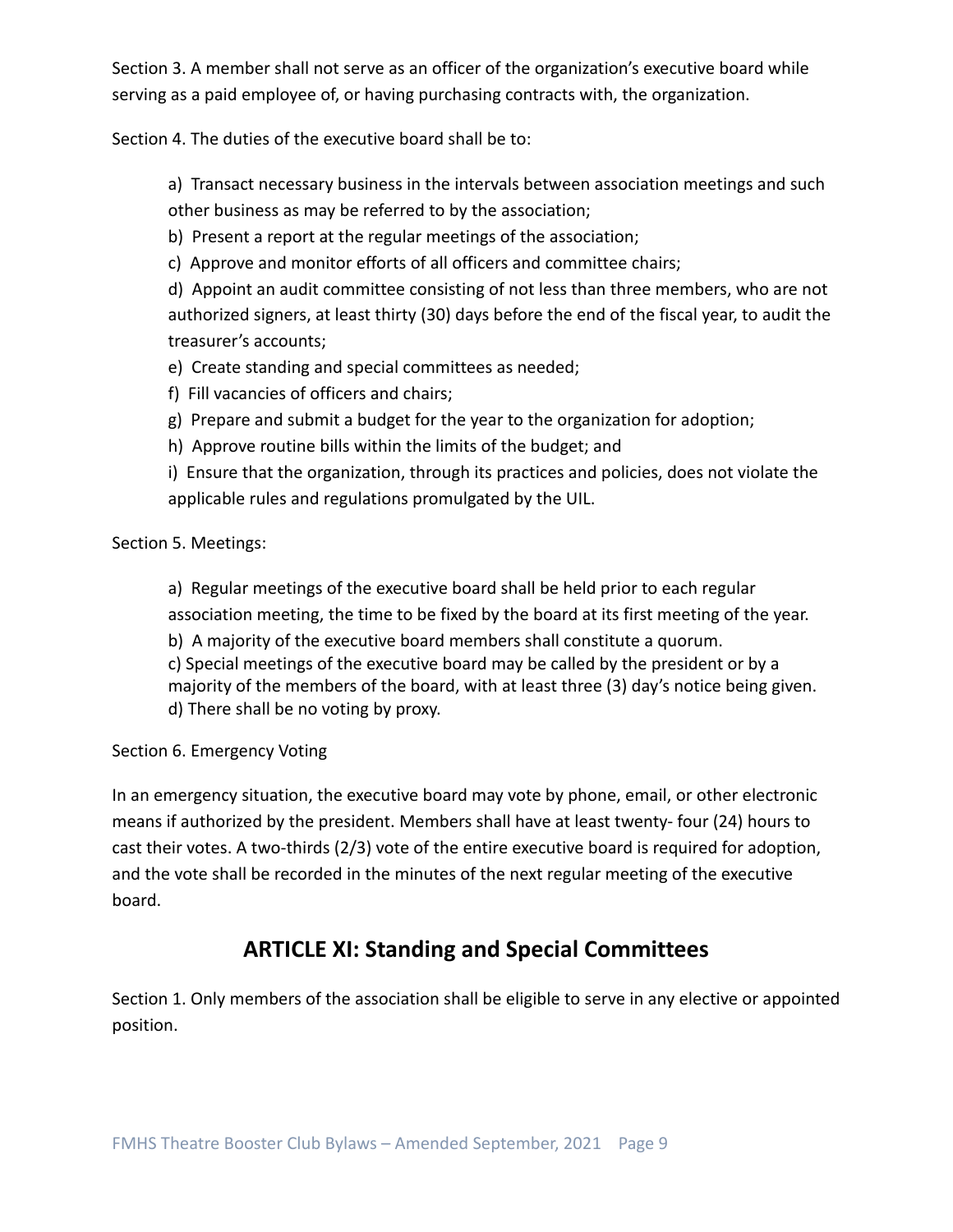Section 3. A member shall not serve as an officer of the organization's executive board while serving as a paid employee of, or having purchasing contracts with, the organization.

Section 4. The duties of the executive board shall be to:

a) Transact necessary business in the intervals between association meetings and such other business as may be referred to by the association;
b) Present a report at the regular meetings of the association;
c) Approve and monitor efforts of all officers and committee chairs;
d) Appoint an audit committee consisting of not less than three members, who are not authorized signers, at least thirty (30) days before the end of the fiscal year, to audit the treasurer's accounts;
e) Create standing and special committees as needed;
f) Fill vacancies of officers and chairs;
g) Prepare and submit a budget for the year to the organization for adoption;
h) Approve routine bills within the limits of the budget; and
i) Ensure that the organization, through its practices and policies, does not violate the applicable rules and regulations promulgated by the UIL.

Section 5. Meetings:

a) Regular meetings of the executive board shall be held prior to each regular association meeting, the time to be fixed by the board at its first meeting of the year.
b) A majority of the executive board members shall constitute a quorum.
c) Special meetings of the executive board may be called by the president or by a majority of the members of the board, with at least three (3) day's notice being given.
d) There shall be no voting by proxy.

Section 6. Emergency Voting

In an emergency situation, the executive board may vote by phone, email, or other electronic means if authorized by the president. Members shall have at least twenty- four (24) hours to cast their votes. A two-thirds (2/3) vote of the entire executive board is required for adoption, and the vote shall be recorded in the minutes of the next regular meeting of the executive board.

## ARTICLE XI: Standing and Special Committees

Section 1. Only members of the association shall be eligible to serve in any elective or appointed position.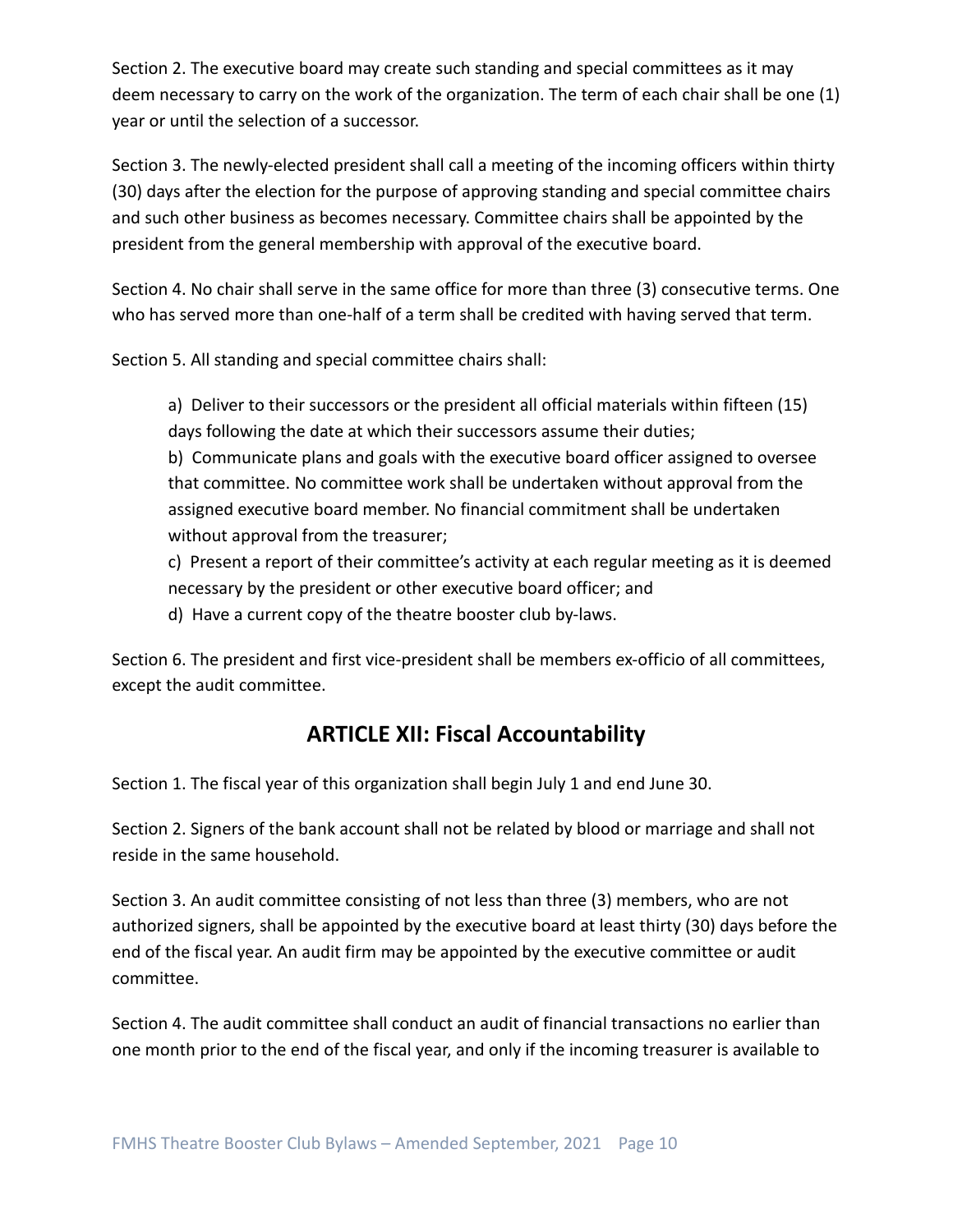Section 2. The executive board may create such standing and special committees as it may deem necessary to carry on the work of the organization. The term of each chair shall be one (1) year or until the selection of a successor.

Section 3. The newly-elected president shall call a meeting of the incoming officers within thirty (30) days after the election for the purpose of approving standing and special committee chairs and such other business as becomes necessary. Committee chairs shall be appointed by the president from the general membership with approval of the executive board.

Section 4. No chair shall serve in the same office for more than three (3) consecutive terms. One who has served more than one-half of a term shall be credited with having served that term.

Section 5. All standing and special committee chairs shall:

a) Deliver to their successors or the president all official materials within fifteen (15) days following the date at which their successors assume their duties;

b) Communicate plans and goals with the executive board officer assigned to oversee that committee. No committee work shall be undertaken without approval from the assigned executive board member. No financial commitment shall be undertaken without approval from the treasurer;

c) Present a report of their committee's activity at each regular meeting as it is deemed necessary by the president or other executive board officer; and

d) Have a current copy of the theatre booster club by-laws.

Section 6. The president and first vice-president shall be members ex-officio of all committees, except the audit committee.

## ARTICLE XII: Fiscal Accountability

Section 1. The fiscal year of this organization shall begin July 1 and end June 30.

Section 2. Signers of the bank account shall not be related by blood or marriage and shall not reside in the same household.

Section 3. An audit committee consisting of not less than three (3) members, who are not authorized signers, shall be appointed by the executive board at least thirty (30) days before the end of the fiscal year. An audit firm may be appointed by the executive committee or audit committee.

Section 4. The audit committee shall conduct an audit of financial transactions no earlier than one month prior to the end of the fiscal year, and only if the incoming treasurer is available to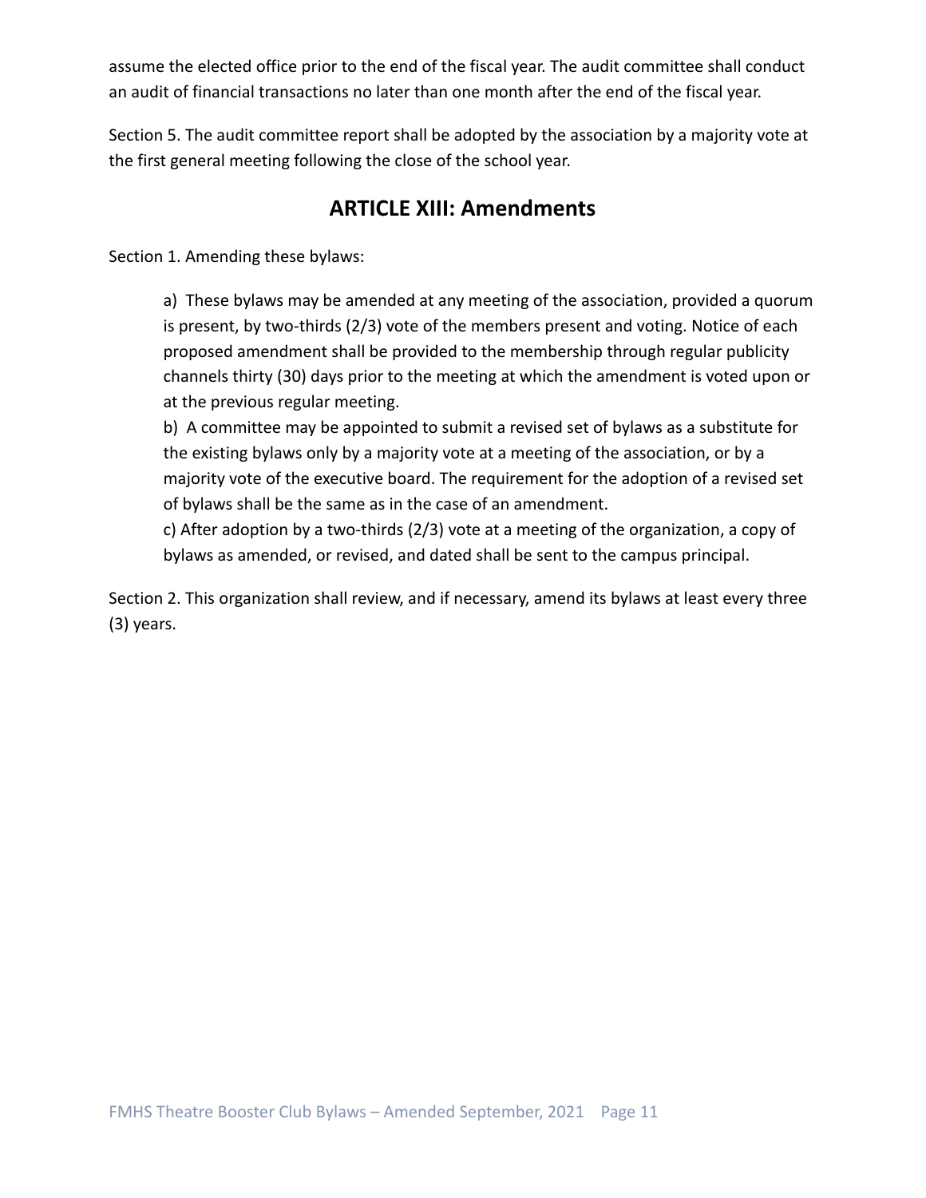assume the elected office prior to the end of the fiscal year. The audit committee shall conduct an audit of financial transactions no later than one month after the end of the fiscal year.

Section 5. The audit committee report shall be adopted by the association by a majority vote at the first general meeting following the close of the school year.

## ARTICLE XIII: Amendments

Section 1. Amending these bylaws:

a) These bylaws may be amended at any meeting of the association, provided a quorum is present, by two-thirds (2/3) vote of the members present and voting. Notice of each proposed amendment shall be provided to the membership through regular publicity channels thirty (30) days prior to the meeting at which the amendment is voted upon or at the previous regular meeting.

b) A committee may be appointed to submit a revised set of bylaws as a substitute for the existing bylaws only by a majority vote at a meeting of the association, or by a majority vote of the executive board. The requirement for the adoption of a revised set of bylaws shall be the same as in the case of an amendment.

c) After adoption by a two-thirds (2/3) vote at a meeting of the organization, a copy of bylaws as amended, or revised, and dated shall be sent to the campus principal.

Section 2. This organization shall review, and if necessary, amend its bylaws at least every three (3) years.